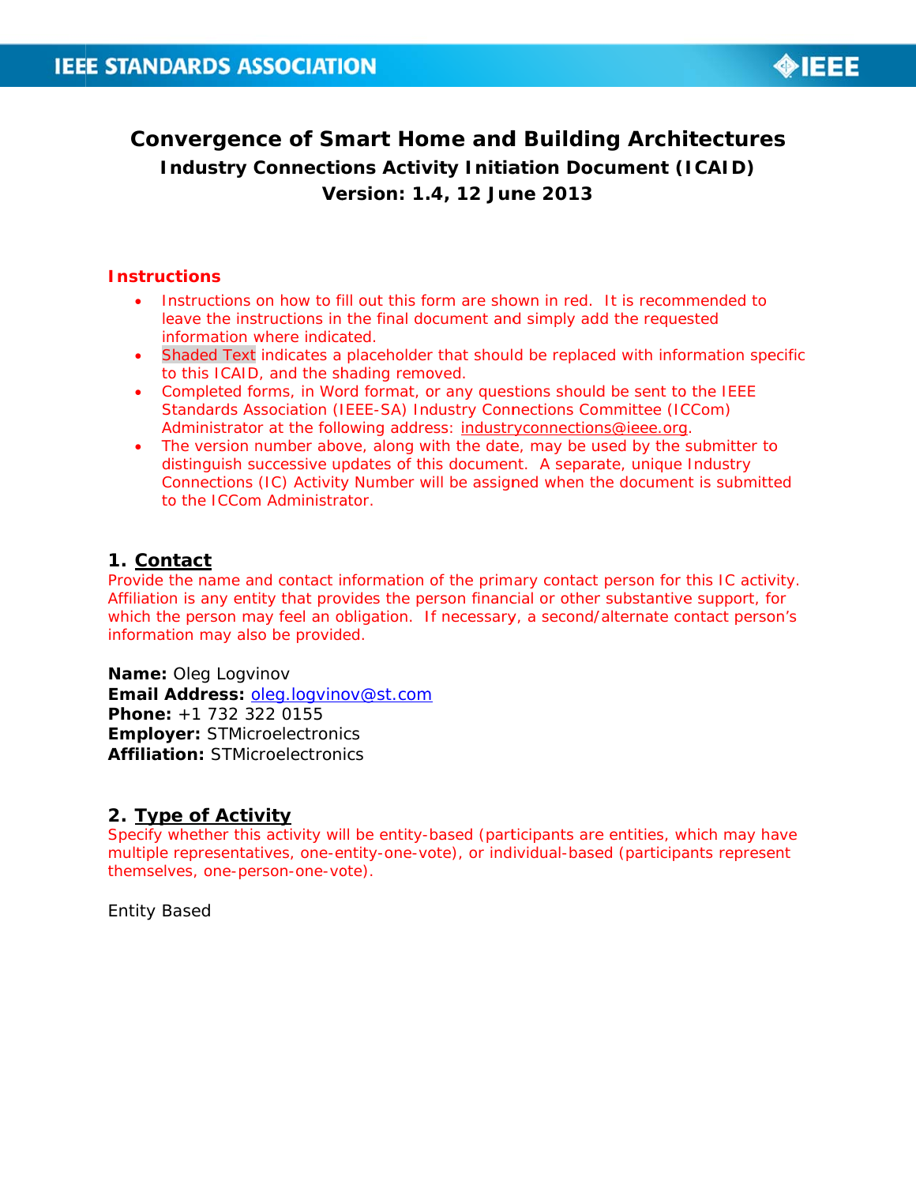# Convergence of Smart Home and Building Architectures

**Industry Connections Activity Initiation Document (ICAID)**

**Version: 1.4, 12 June 2013**

## Instructions

- Instructions on how to fill out this form are shown in red. It is recommended to leave the instructions in the final document and simply add the requested information where indicated.
- Shaded Text indicates a placeholder that should be replaced with information specific to this ICAID, and the shading removed.
- Completed forms, in Word format, or any questions should be sent to the IEEE Standards Association (IEEE-SA) Industry Connections Committee (ICCom) Administrator at the following address: industryconnections@ieee.org.
- The version number above, along with the date, may be used by the submitter to distinguish successive updates of this document. A separate, unique Industry Connections (IC) Activity Number will be assigned when the document is submitted to the ICCom Administrator.

## 1. Contact

Provide the name and contact information of the primary contact person for this IC activity. Affiliation is any entity that provides the person financial or other substantive support, for which the person may feel an obligation. If necessary, a second/alternate contact person's information may also be provided.

**Name:** Oleg Logvinov
**Email Address:** oleg.logvinov@st.com
**Phone:** +1 732 322 0155
**Employer:** STMicroelectronics
**Affiliation:** STMicroelectronics

## 2. Type of Activity

Specify whether this activity will be entity-based (participants are entities, which may have multiple representatives, one-entity-one-vote), or individual-based (participants represent themselves, one-person-one-vote).

Entity Based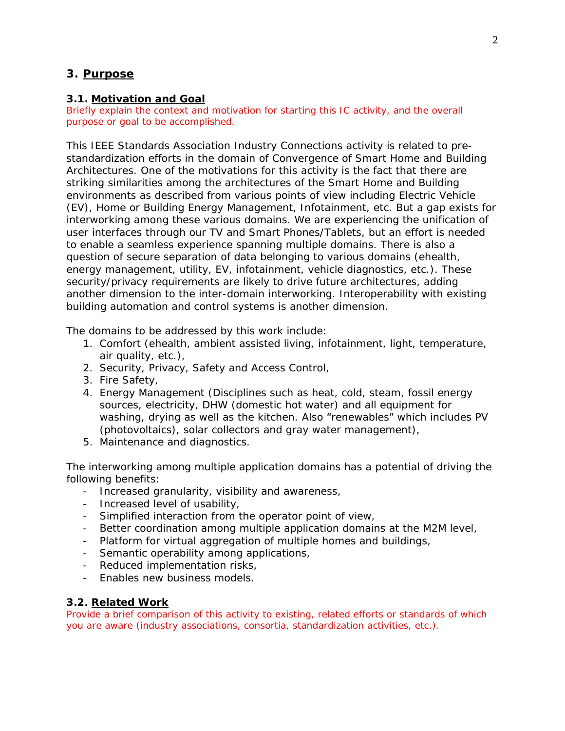## 3. Purpose

### 3.1. Motivation and Goal

Briefly explain the context and motivation for starting this IC activity, and the overall purpose or goal to be accomplished.

This IEEE Standards Association Industry Connections activity is related to pre-standardization efforts in the domain of Convergence of Smart Home and Building Architectures. One of the motivations for this activity is the fact that there are striking similarities among the architectures of the Smart Home and Building environments as described from various points of view including Electric Vehicle (EV), Home or Building Energy Management, Infotainment, etc. But a gap exists for interworking among these various domains. We are experiencing the unification of user interfaces through our TV and Smart Phones/Tablets, but an effort is needed to enable a seamless experience spanning multiple domains. There is also a question of secure separation of data belonging to various domains (ehealth, energy management, utility, EV, infotainment, vehicle diagnostics, etc.). These security/privacy requirements are likely to drive future architectures, adding another dimension to the inter-domain interworking. Interoperability with existing building automation and control systems is another dimension.

The domains to be addressed by this work include:

1. Comfort (ehealth, ambient assisted living, infotainment, light, temperature, air quality, etc.),
2. Security, Privacy, Safety and Access Control,
3. Fire Safety,
4. Energy Management (Disciplines such as heat, cold, steam, fossil energy sources, electricity, DHW (domestic hot water) and all equipment for washing, drying as well as the kitchen. Also “renewables” which includes PV (photovoltaics), solar collectors and gray water management),
5. Maintenance and diagnostics.

The interworking among multiple application domains has a potential of driving the following benefits:

- Increased granularity, visibility and awareness,
- Increased level of usability,
- Simplified interaction from the operator point of view,
- Better coordination among multiple application domains at the M2M level,
- Platform for virtual aggregation of multiple homes and buildings,
- Semantic operability among applications,
- Reduced implementation risks,
- Enables new business models.

### 3.2. Related Work

Provide a brief comparison of this activity to existing, related efforts or standards of which you are aware (industry associations, consortia, standardization activities, etc.).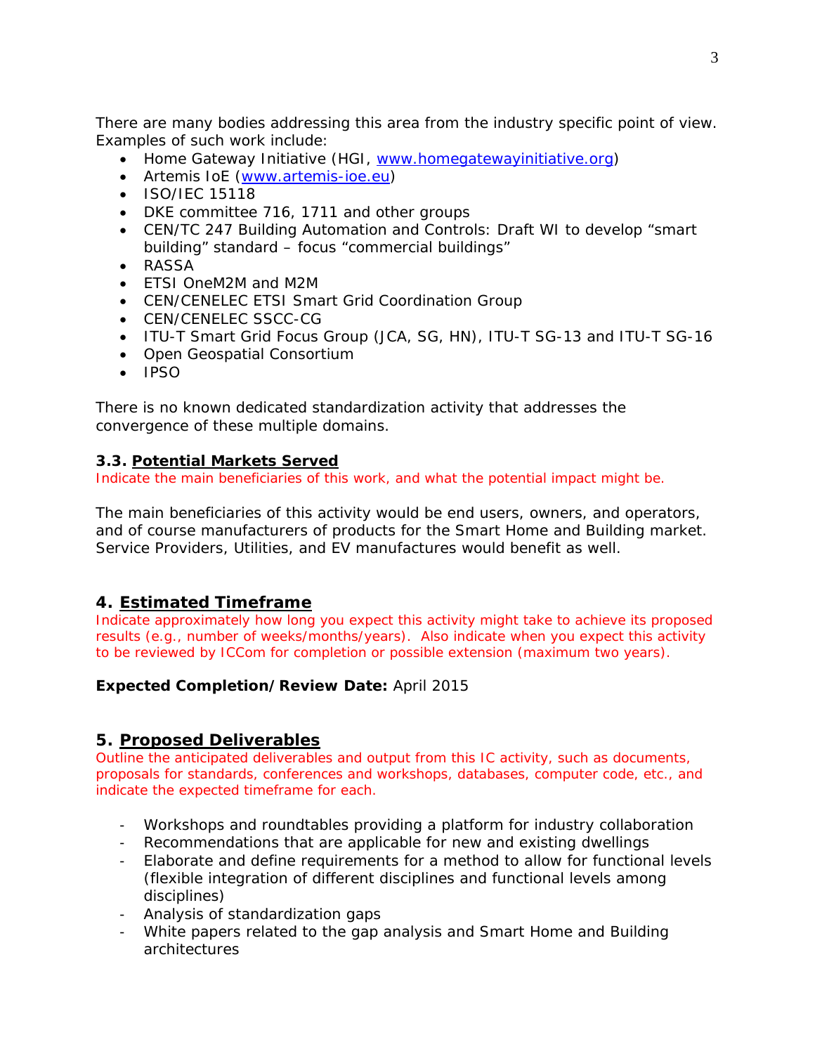There are many bodies addressing this area from the industry specific point of view. Examples of such work include:

- Home Gateway Initiative (HGI, www.homegatewayinitiative.org)
- Artemis IoE (www.artemis-ioe.eu)
- ISO/IEC 15118
- DKE committee 716, 1711 and other groups
- CEN/TC 247 Building Automation and Controls: Draft WI to develop "smart building" standard – focus "commercial buildings"
- RASSA
- ETSI OneM2M and M2M
- CEN/CENELEC ETSI Smart Grid Coordination Group
- CEN/CENELEC SSCC-CG
- ITU-T Smart Grid Focus Group (JCA, SG, HN), ITU-T SG-13 and ITU-T SG-16
- Open Geospatial Consortium
- IPSO

There is no known dedicated standardization activity that addresses the convergence of these multiple domains.

### 3.3. Potential Markets Served

Indicate the main beneficiaries of this work, and what the potential impact might be.

The main beneficiaries of this activity would be end users, owners, and operators, and of course manufacturers of products for the Smart Home and Building market. Service Providers, Utilities, and EV manufactures would benefit as well.

## 4. Estimated Timeframe

Indicate approximately how long you expect this activity might take to achieve its proposed results (e.g., number of weeks/months/years). Also indicate when you expect this activity to be reviewed by ICCom for completion or possible extension (maximum two years).

**Expected Completion/Review Date:** April 2015

## 5. Proposed Deliverables

Outline the anticipated deliverables and output from this IC activity, such as documents, proposals for standards, conferences and workshops, databases, computer code, etc., and indicate the expected timeframe for each.

- Workshops and roundtables providing a platform for industry collaboration
- Recommendations that are applicable for new and existing dwellings
- Elaborate and define requirements for a method to allow for functional levels (flexible integration of different disciplines and functional levels among disciplines)
- Analysis of standardization gaps
- White papers related to the gap analysis and Smart Home and Building architectures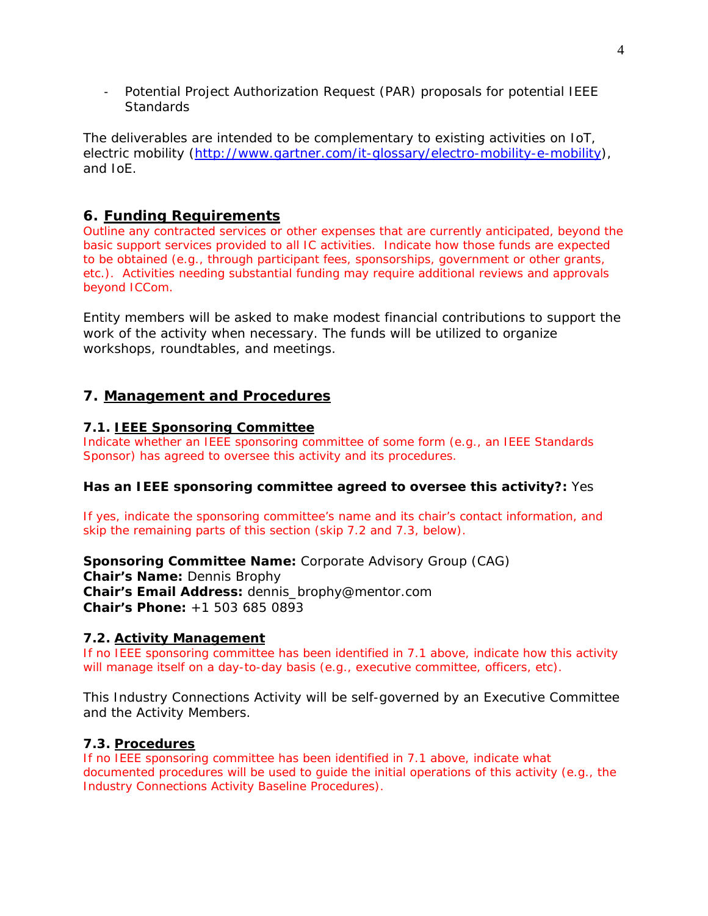- Potential Project Authorization Request (PAR) proposals for potential IEEE Standards

The deliverables are intended to be complementary to existing activities on IoT, electric mobility (http://www.gartner.com/it-glossary/electro-mobility-e-mobility), and IoE.

## 6. Funding Requirements

Outline any contracted services or other expenses that are currently anticipated, beyond the basic support services provided to all IC activities. Indicate how those funds are expected to be obtained (e.g., through participant fees, sponsorships, government or other grants, etc.). Activities needing substantial funding may require additional reviews and approvals beyond ICCom.

Entity members will be asked to make modest financial contributions to support the work of the activity when necessary. The funds will be utilized to organize workshops, roundtables, and meetings.

## 7. Management and Procedures

### 7.1. IEEE Sponsoring Committee

Indicate whether an IEEE sponsoring committee of some form (e.g., an IEEE Standards Sponsor) has agreed to oversee this activity and its procedures.

**Has an IEEE sponsoring committee agreed to oversee this activity?:** Yes

If yes, indicate the sponsoring committee's name and its chair's contact information, and skip the remaining parts of this section (skip 7.2 and 7.3, below).

**Sponsoring Committee Name:** Corporate Advisory Group (CAG)
**Chair's Name:** Dennis Brophy
**Chair's Email Address:** dennis_brophy@mentor.com
**Chair's Phone:** +1 503 685 0893

### 7.2. Activity Management

If no IEEE sponsoring committee has been identified in 7.1 above, indicate how this activity will manage itself on a day-to-day basis (e.g., executive committee, officers, etc).

This Industry Connections Activity will be self-governed by an Executive Committee and the Activity Members.

### 7.3. Procedures

If no IEEE sponsoring committee has been identified in 7.1 above, indicate what documented procedures will be used to guide the initial operations of this activity (e.g., the Industry Connections Activity Baseline Procedures).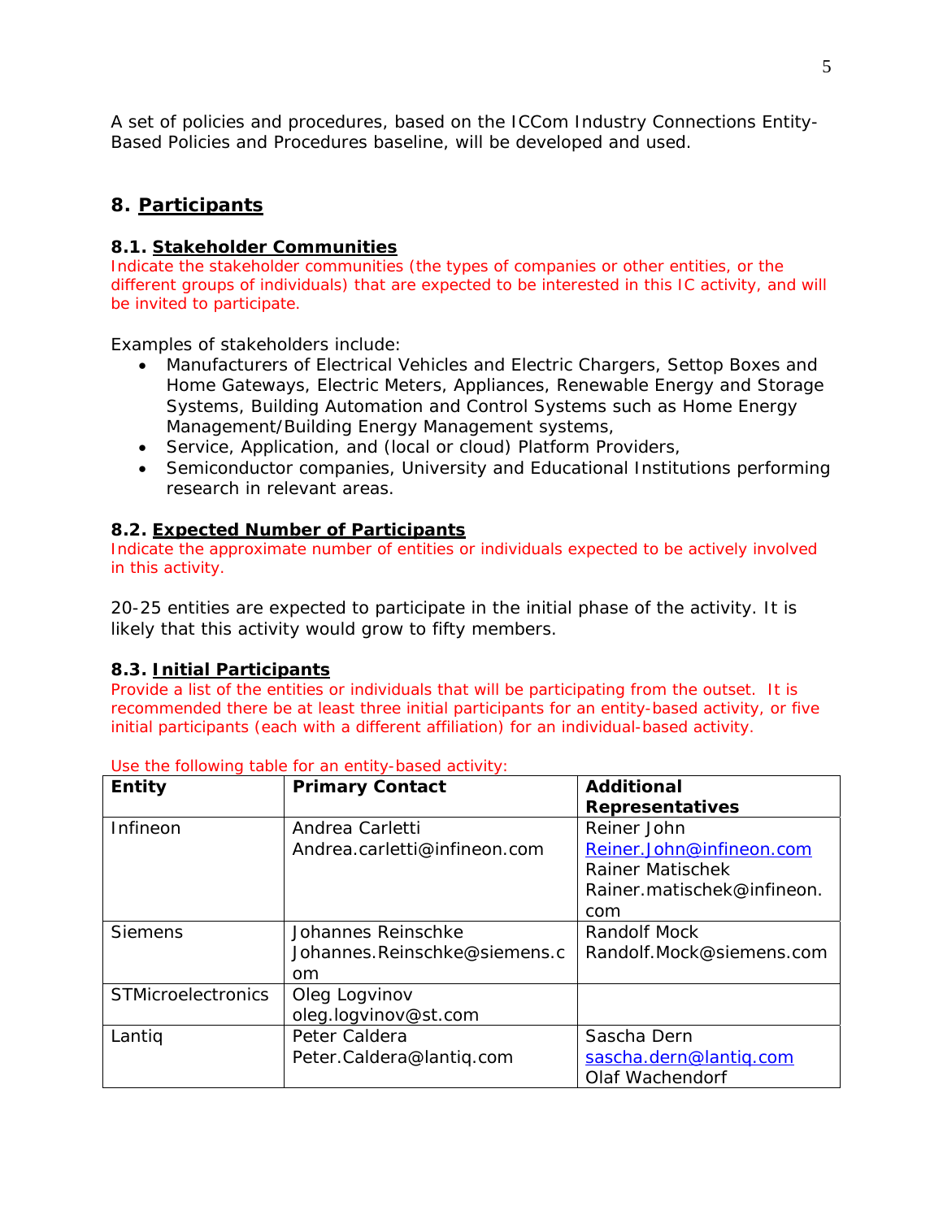A set of policies and procedures, based on the ICCom Industry Connections Entity-Based Policies and Procedures baseline, will be developed and used.

## 8. Participants

### 8.1. Stakeholder Communities

Indicate the stakeholder communities (the types of companies or other entities, or the different groups of individuals) that are expected to be interested in this IC activity, and will be invited to participate.

Examples of stakeholders include:

- Manufacturers of Electrical Vehicles and Electric Chargers, Settop Boxes and Home Gateways, Electric Meters, Appliances, Renewable Energy and Storage Systems, Building Automation and Control Systems such as Home Energy Management/Building Energy Management systems,
- Service, Application, and (local or cloud) Platform Providers,
- Semiconductor companies, University and Educational Institutions performing research in relevant areas.

### 8.2. Expected Number of Participants

Indicate the approximate number of entities or individuals expected to be actively involved in this activity.

20-25 entities are expected to participate in the initial phase of the activity. It is likely that this activity would grow to fifty members.

### 8.3. Initial Participants

Provide a list of the entities or individuals that will be participating from the outset. It is recommended there be at least three initial participants for an entity-based activity, or five initial participants (each with a different affiliation) for an individual-based activity.

Use the following table for an entity-based activity:

| Entity | Primary Contact | Additional Representatives |
|---|---|---|
| Infineon | Andrea Carletti<br>Andrea.carletti@infineon.com | Reiner John<br>Reiner.John@infineon.com<br>Rainer Matischek<br>Rainer.matischek@infineon.com |
| Siemens | Johannes Reinschke<br>Johannes.Reinschke@siemens.com | Randolf Mock<br>Randolf.Mock@siemens.com |
| STMicroelectronics | Oleg Logvinov<br>oleg.logvinov@st.com | |
| Lantiq | Peter Caldera<br>Peter.Caldera@lantiq.com | Sascha Dern<br>sascha.dern@lantiq.com<br>Olaf Wachendorf |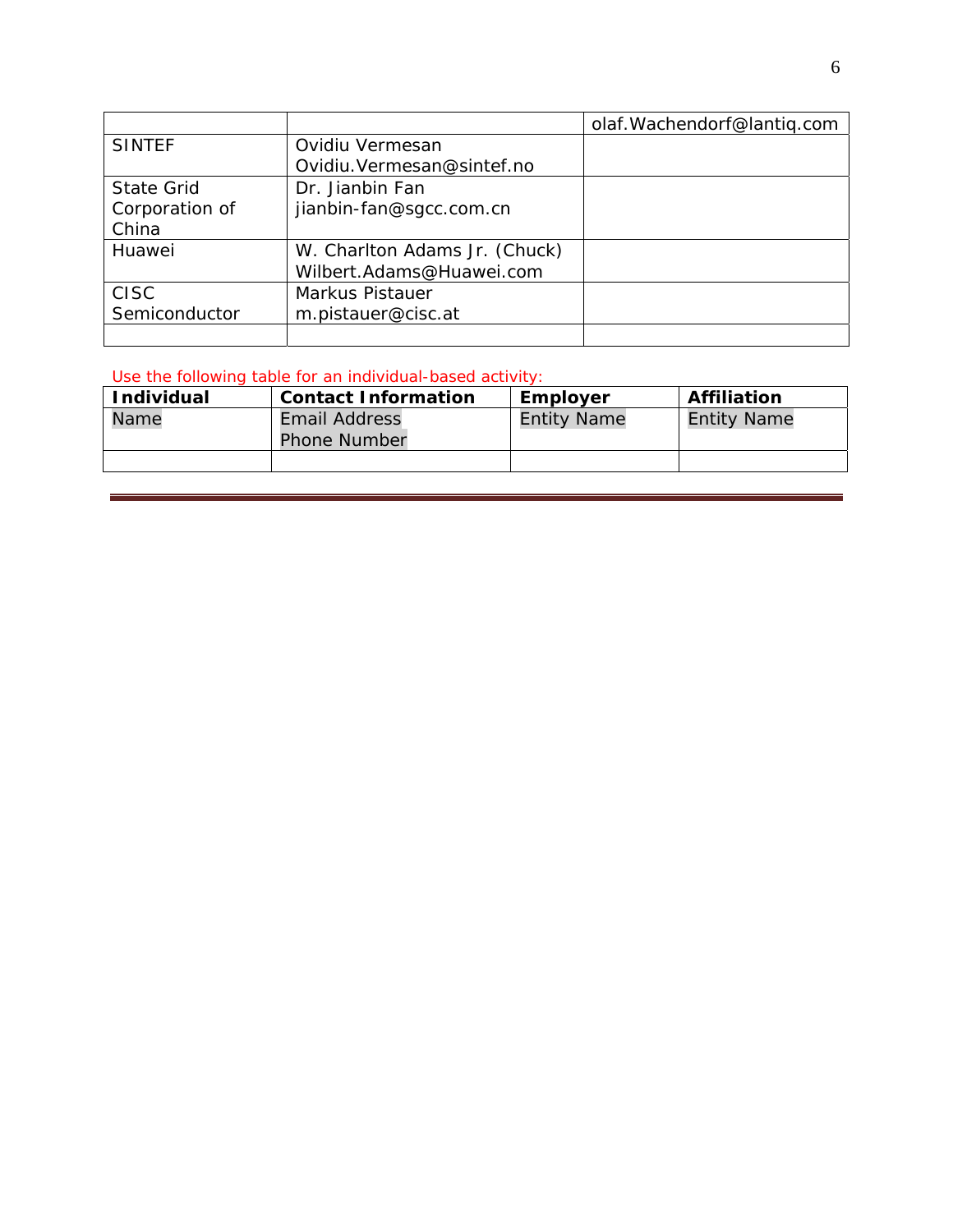| | | |
|---|---|---|
| | | olaf.Wachendorf@lantiq.com |
| SINTEF | Ovidiu Vermesan<br>Ovidiu.Vermesan@sintef.no | |
| State Grid Corporation of China | Dr. Jianbin Fan<br>jianbin-fan@sgcc.com.cn | |
| Huawei | W. Charlton Adams Jr. (Chuck)<br>Wilbert.Adams@Huawei.com | |
| CISC Semiconductor | Markus Pistauer<br>m.pistauer@cisc.at | |
| | | |

Use the following table for an individual-based activity:

| **Individual** | **Contact Information** | **Employer** | **Affiliation** |
|---|---|---|---|
| Name | Email Address<br>Phone Number | Entity Name | Entity Name |
| | | | |